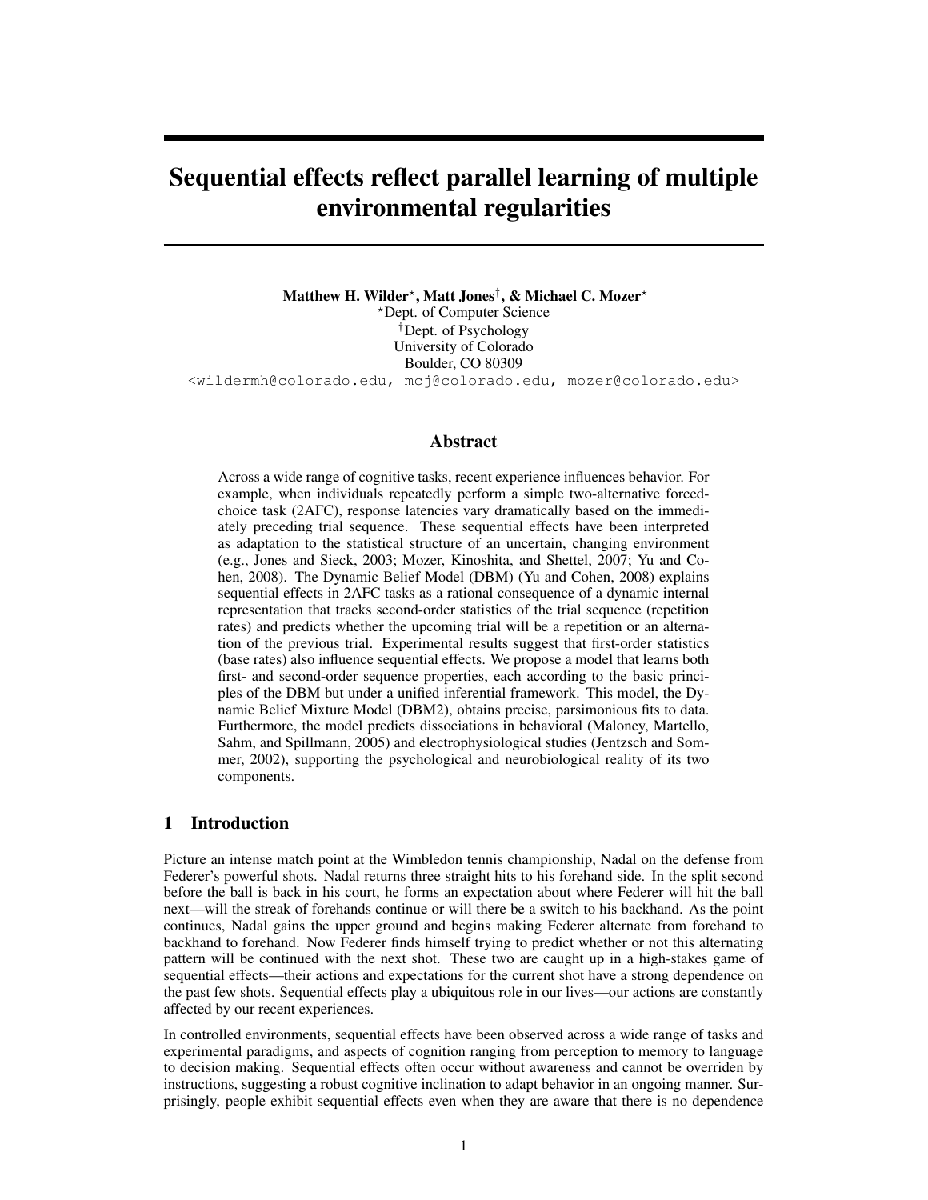# Sequential effects reflect parallel learning of multiple environmental regularities

**Matthew H. Wilder**[*], **Matt Jones**[†], **& Michael C. Mozer**[*]

[*]Dept. of Computer Science
[†]Dept. of Psychology
University of Colorado
Boulder, CO 80309

<wildermh@colorado.edu, mcj@colorado.edu, mozer@colorado.edu>

## Abstract

Across a wide range of cognitive tasks, recent experience influences behavior. For example, when individuals repeatedly perform a simple two-alternative forced-choice task (2AFC), response latencies vary dramatically based on the immediately preceding trial sequence. These sequential effects have been interpreted as adaptation to the statistical structure of an uncertain, changing environment (e.g., Jones and Sieck, 2003; Mozer, Kinoshita, and Shettel, 2007; Yu and Cohen, 2008). The Dynamic Belief Model (DBM) (Yu and Cohen, 2008) explains sequential effects in 2AFC tasks as a rational consequence of a dynamic internal representation that tracks second-order statistics of the trial sequence (repetition rates) and predicts whether the upcoming trial will be a repetition or an alternation of the previous trial. Experimental results suggest that first-order statistics (base rates) also influence sequential effects. We propose a model that learns both first- and second-order sequence properties, each according to the basic principles of the DBM but under a unified inferential framework. This model, the Dynamic Belief Mixture Model (DBM2), obtains precise, parsimonious fits to data. Furthermore, the model predicts dissociations in behavioral (Maloney, Martello, Sahm, and Spillmann, 2005) and electrophysiological studies (Jentzsch and Sommer, 2002), supporting the psychological and neurobiological reality of its two components.

## 1 Introduction

Picture an intense match point at the Wimbledon tennis championship, Nadal on the defense from Federer's powerful shots. Nadal returns three straight hits to his forehand side. In the split second before the ball is back in his court, he forms an expectation about where Federer will hit the ball next—will the streak of forehands continue or will there be a switch to his backhand. As the point continues, Nadal gains the upper ground and begins making Federer alternate from forehand to backhand to forehand. Now Federer finds himself trying to predict whether or not this alternating pattern will be continued with the next shot. These two are caught up in a high-stakes game of sequential effects—their actions and expectations for the current shot have a strong dependence on the past few shots. Sequential effects play a ubiquitous role in our lives—our actions are constantly affected by our recent experiences.

In controlled environments, sequential effects have been observed across a wide range of tasks and experimental paradigms, and aspects of cognition ranging from perception to memory to language to decision making. Sequential effects often occur without awareness and cannot be overriden by instructions, suggesting a robust cognitive inclination to adapt behavior in an ongoing manner. Surprisingly, people exhibit sequential effects even when they are aware that there is no dependence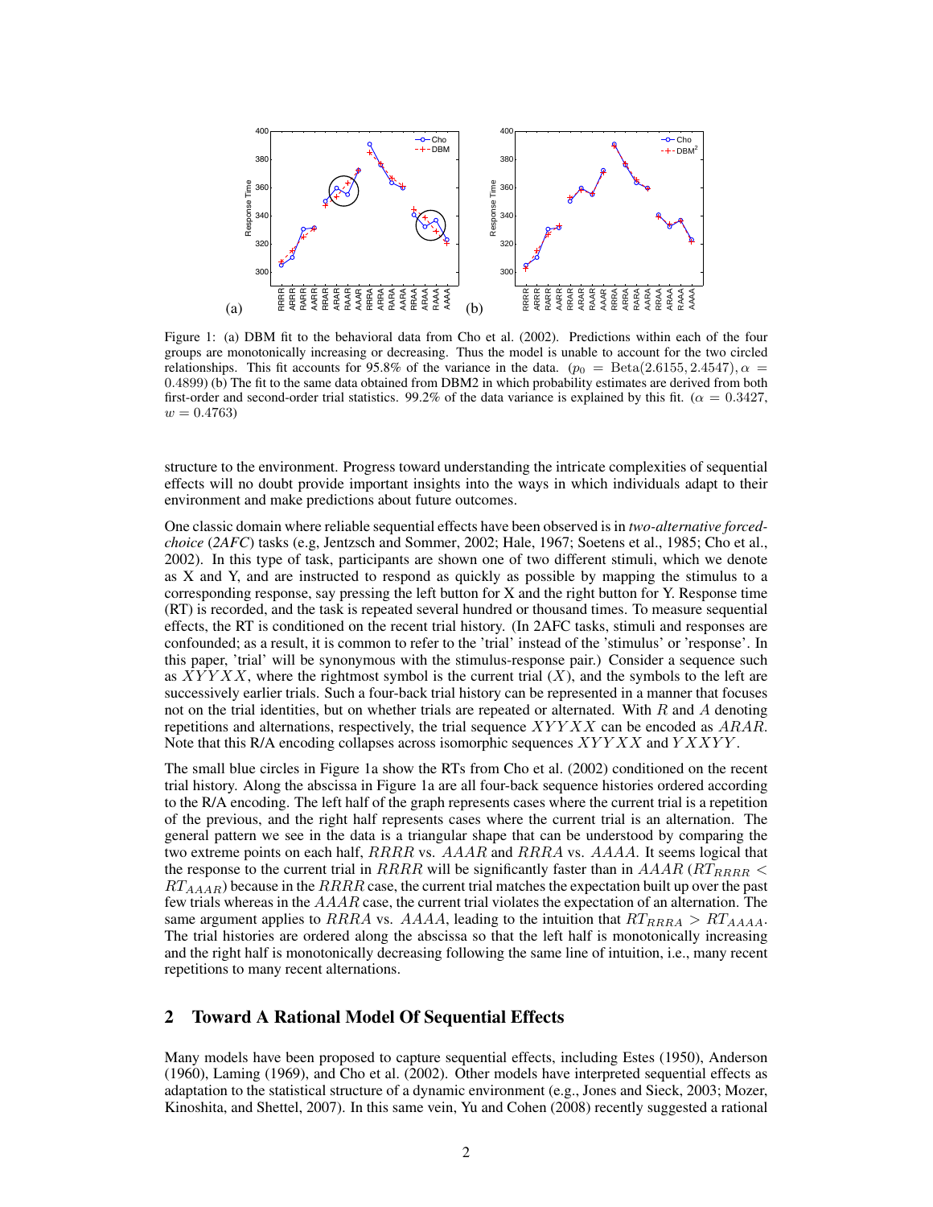Figure 1: (a) DBM fit to the behavioral data from Cho et al. (2002). Predictions within each of the four groups are monotonically increasing or decreasing. Thus the model is unable to account for the two circled relationships. This fit accounts for 95.8% of the variance in the data. ($p_0 = \text{Beta}(2.6155, 2.4547), \alpha = 0.4899$) (b) The fit to the same data obtained from DBM2 in which probability estimates are derived from both first-order and second-order trial statistics. 99.2% of the data variance is explained by this fit. ($\alpha = 0.3427$, $w = 0.4763$)

structure to the environment. Progress toward understanding the intricate complexities of sequential effects will no doubt provide important insights into the ways in which individuals adapt to their environment and make predictions about future outcomes.

One classic domain where reliable sequential effects have been observed is in *two-alternative forced-choice* (*2AFC*) tasks (e.g, Jentzsch and Sommer, 2002; Hale, 1967; Soetens et al., 1985; Cho et al., 2002). In this type of task, participants are shown one of two different stimuli, which we denote as X and Y, and are instructed to respond as quickly as possible by mapping the stimulus to a corresponding response, say pressing the left button for X and the right button for Y. Response time (RT) is recorded, and the task is repeated several hundred or thousand times. To measure sequential effects, the RT is conditioned on the recent trial history. (In 2AFC tasks, stimuli and responses are confounded; as a result, it is common to refer to the 'trial' instead of the 'stimulus' or 'response'. In this paper, 'trial' will be synonymous with the stimulus-response pair.) Consider a sequence such as $XYYXX$, where the rightmost symbol is the current trial ($X$), and the symbols to the left are successively earlier trials. Such a four-back trial history can be represented in a manner that focuses not on the trial identities, but on whether trials are repeated or alternated. With $R$ and $A$ denoting repetitions and alternations, respectively, the trial sequence $XYYXX$ can be encoded as $ARAR$. Note that this R/A encoding collapses across isomorphic sequences $XYYXX$ and $YXXYY$.

The small blue circles in Figure 1a show the RTs from Cho et al. (2002) conditioned on the recent trial history. Along the abscissa in Figure 1a are all four-back sequence histories ordered according to the R/A encoding. The left half of the graph represents cases where the current trial is a repetition of the previous, and the right half represents cases where the current trial is an alternation. The general pattern we see in the data is a triangular shape that can be understood by comparing the two extreme points on each half, $RRRR$ vs. $AAAR$ and $RRRA$ vs. $AAAA$. It seems logical that the response to the current trial in $RRRR$ will be significantly faster than in $AAAR$ ($RT_{RRRR} < RT_{AAAR}$) because in the $RRRR$ case, the current trial matches the expectation built up over the past few trials whereas in the $AAAR$ case, the current trial violates the expectation of an alternation. The same argument applies to $RRRA$ vs. $AAAA$, leading to the intuition that $RT_{RRRA} > RT_{AAAA}$. The trial histories are ordered along the abscissa so that the left half is monotonically increasing and the right half is monotonically decreasing following the same line of intuition, i.e., many recent repetitions to many recent alternations.

## 2 Toward A Rational Model Of Sequential Effects

Many models have been proposed to capture sequential effects, including Estes (1950), Anderson (1960), Laming (1969), and Cho et al. (2002). Other models have interpreted sequential effects as adaptation to the statistical structure of a dynamic environment (e.g., Jones and Sieck, 2003; Mozer, Kinoshita, and Shettel, 2007). In this same vein, Yu and Cohen (2008) recently suggested a rational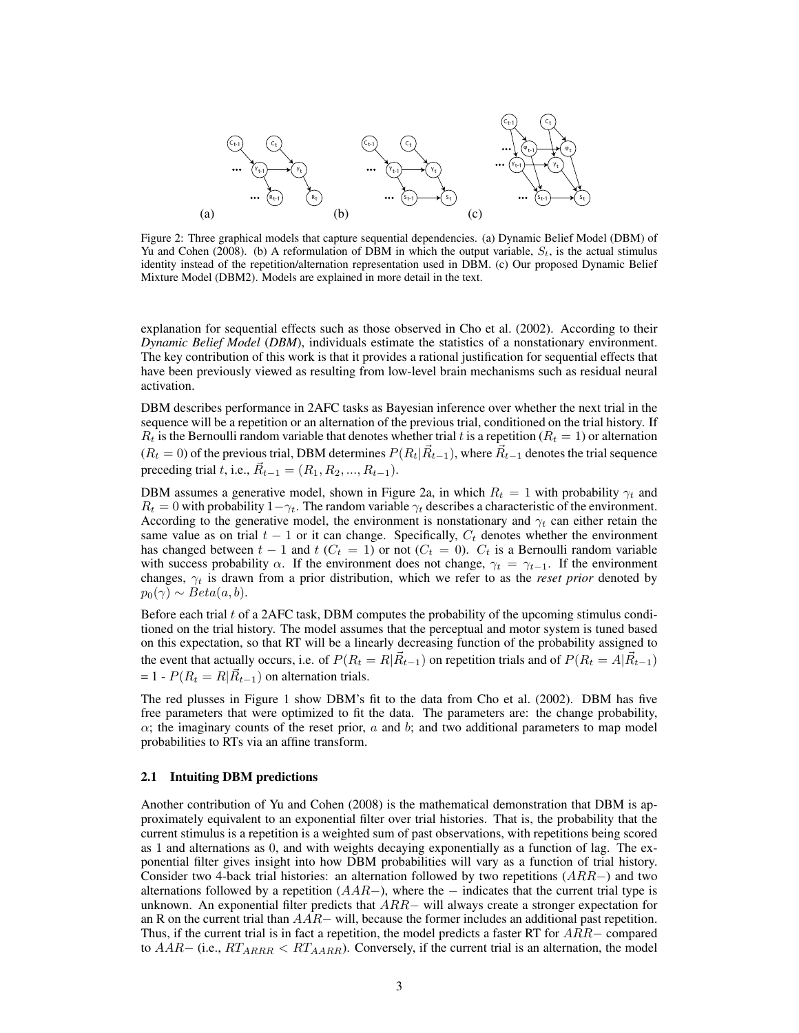Figure 2: Three graphical models that capture sequential dependencies. (a) Dynamic Belief Model (DBM) of Yu and Cohen (2008). (b) A reformulation of DBM in which the output variable, $S_t$, is the actual stimulus identity instead of the repetition/alternation representation used in DBM. (c) Our proposed Dynamic Belief Mixture Model (DBM2). Models are explained in more detail in the text.

explanation for sequential effects such as those observed in Cho et al. (2002). According to their *Dynamic Belief Model* (*DBM*), individuals estimate the statistics of a nonstationary environment. The key contribution of this work is that it provides a rational justification for sequential effects that have been previously viewed as resulting from low-level brain mechanisms such as residual neural activation.

DBM describes performance in 2AFC tasks as Bayesian inference over whether the next trial in the sequence will be a repetition or an alternation of the previous trial, conditioned on the trial history. If $R_t$ is the Bernoulli random variable that denotes whether trial $t$ is a repetition ($R_t = 1$) or alternation ($R_t = 0$) of the previous trial, DBM determines $P(R_t|\vec{R}_{t-1})$, where $\vec{R}_{t-1}$ denotes the trial sequence preceding trial $t$, i.e., $\vec{R}_{t-1} = (R_1, R_2, ..., R_{t-1})$.

DBM assumes a generative model, shown in Figure 2a, in which $R_t = 1$ with probability $\gamma_t$ and $R_t = 0$ with probability $1-\gamma_t$. The random variable $\gamma_t$ describes a characteristic of the environment. According to the generative model, the environment is nonstationary and $\gamma_t$ can either retain the same value as on trial $t-1$ or it can change. Specifically, $C_t$ denotes whether the environment has changed between $t-1$ and $t$ ($C_t = 1$) or not ($C_t = 0$). $C_t$ is a Bernoulli random variable with success probability $\alpha$. If the environment does not change, $\gamma_t = \gamma_{t-1}$. If the environment changes, $\gamma_t$ is drawn from a prior distribution, which we refer to as the *reset prior* denoted by $p_0(\gamma) \sim Beta(a, b)$.

Before each trial $t$ of a 2AFC task, DBM computes the probability of the upcoming stimulus conditioned on the trial history. The model assumes that the perceptual and motor system is tuned based on this expectation, so that RT will be a linearly decreasing function of the probability assigned to the event that actually occurs, i.e. of $P(R_t = R|\vec{R}_{t-1})$ on repetition trials and of $P(R_t = A|\vec{R}_{t-1})$ = 1 - $P(R_t = R|\vec{R}_{t-1})$ on alternation trials.

The red plusses in Figure 1 show DBM's fit to the data from Cho et al. (2002). DBM has five free parameters that were optimized to fit the data. The parameters are: the change probability, $\alpha$; the imaginary counts of the reset prior, $a$ and $b$; and two additional parameters to map model probabilities to RTs via an affine transform.

### 2.1 Intuiting DBM predictions

Another contribution of Yu and Cohen (2008) is the mathematical demonstration that DBM is approximately equivalent to an exponential filter over trial histories. That is, the probability that the current stimulus is a repetition is a weighted sum of past observations, with repetitions being scored as 1 and alternations as 0, and with weights decaying exponentially as a function of lag. The exponential filter gives insight into how DBM probabilities will vary as a function of trial history. Consider two 4-back trial histories: an alternation followed by two repetitions ($ARR-$) and two alternations followed by a repetition ($AAR-$), where the $-$ indicates that the current trial type is unknown. An exponential filter predicts that $ARR-$ will always create a stronger expectation for an R on the current trial than $AAR-$ will, because the former includes an additional past repetition. Thus, if the current trial is in fact a repetition, the model predicts a faster RT for $ARR-$ compared to $AAR-$ (i.e., $RT_{ARRR} < RT_{AARR}$). Conversely, if the current trial is an alternation, the model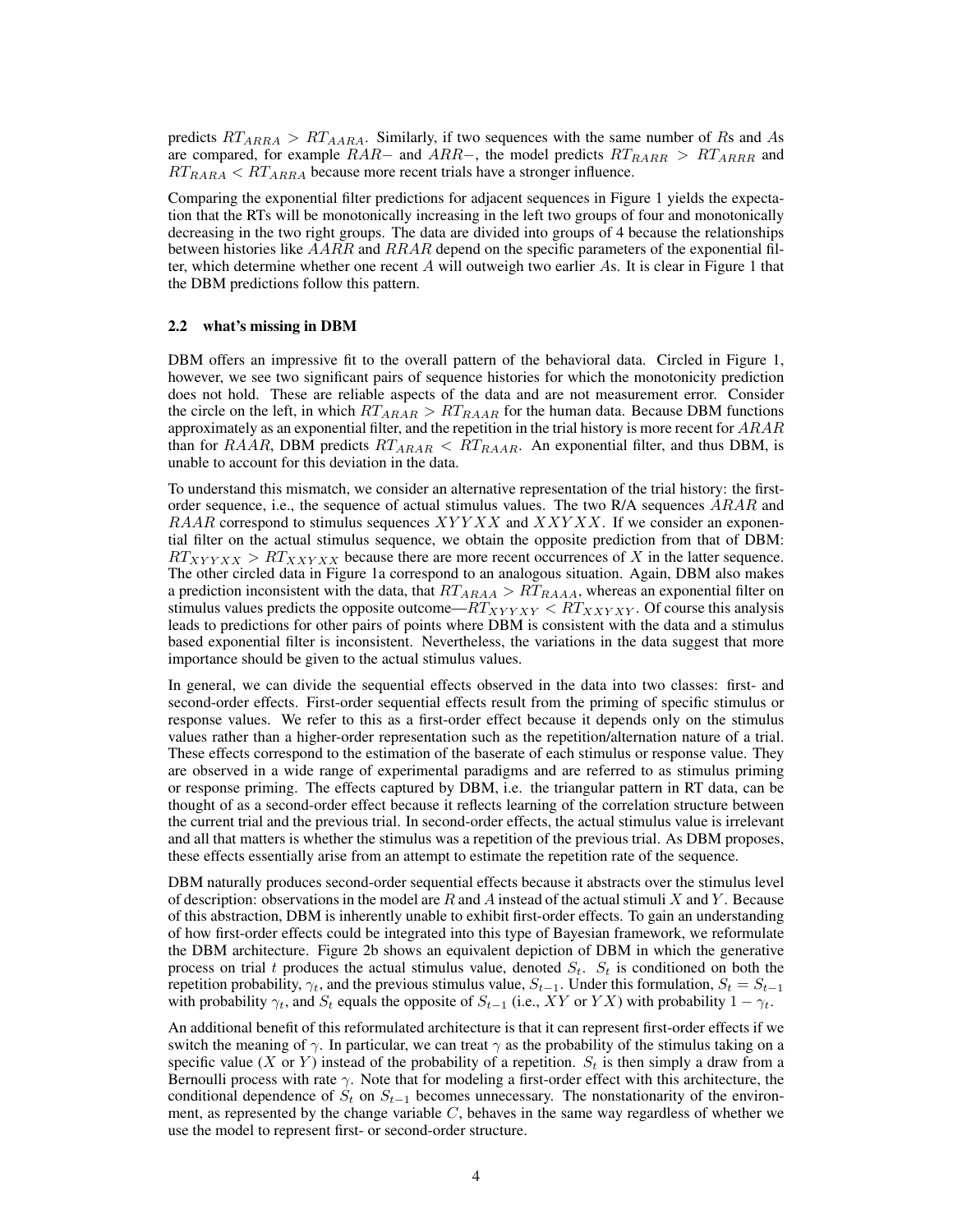predicts $RT_{ARRA} > RT_{AARA}$. Similarly, if two sequences with the same number of $R$s and $A$s are compared, for example $RAR-$ and $ARR-$, the model predicts $RT_{RARR} > RT_{ARRR}$ and $RT_{RARA} < RT_{ARRA}$ because more recent trials have a stronger influence.

Comparing the exponential filter predictions for adjacent sequences in Figure 1 yields the expectation that the RTs will be monotonically increasing in the left two groups of four and monotonically decreasing in the two right groups. The data are divided into groups of 4 because the relationships between histories like $AARR$ and $RRAR$ depend on the specific parameters of the exponential filter, which determine whether one recent $A$ will outweigh two earlier $A$s. It is clear in Figure 1 that the DBM predictions follow this pattern.

### 2.2 what's missing in DBM

DBM offers an impressive fit to the overall pattern of the behavioral data. Circled in Figure 1, however, we see two significant pairs of sequence histories for which the monotonicity prediction does not hold. These are reliable aspects of the data and are not measurement error. Consider the circle on the left, in which $RT_{ARAR} > RT_{RAAR}$ for the human data. Because DBM functions approximately as an exponential filter, and the repetition in the trial history is more recent for $ARAR$ than for $RAAR$, DBM predicts $RT_{ARAR} < RT_{RAAR}$. An exponential filter, and thus DBM, is unable to account for this deviation in the data.

To understand this mismatch, we consider an alternative representation of the trial history: the first-order sequence, i.e., the sequence of actual stimulus values. The two R/A sequences $ARAR$ and $RAAR$ correspond to stimulus sequences $XYYXX$ and $XXYXX$. If we consider an exponential filter on the actual stimulus sequence, we obtain the opposite prediction from that of DBM: $RT_{XYYXX} > RT_{XXYXX}$ because there are more recent occurrences of $X$ in the latter sequence. The other circled data in Figure 1a correspond to an analogous situation. Again, DBM also makes a prediction inconsistent with the data, that $RT_{ARAA} > RT_{RAAA}$, whereas an exponential filter on stimulus values predicts the opposite outcome—$RT_{XYYXY} < RT_{XXYXY}$. Of course this analysis leads to predictions for other pairs of points where DBM is consistent with the data and a stimulus based exponential filter is inconsistent. Nevertheless, the variations in the data suggest that more importance should be given to the actual stimulus values.

In general, we can divide the sequential effects observed in the data into two classes: first- and second-order effects. First-order sequential effects result from the priming of specific stimulus or response values. We refer to this as a first-order effect because it depends only on the stimulus values rather than a higher-order representation such as the repetition/alternation nature of a trial. These effects correspond to the estimation of the baserate of each stimulus or response value. They are observed in a wide range of experimental paradigms and are referred to as stimulus priming or response priming. The effects captured by DBM, i.e. the triangular pattern in RT data, can be thought of as a second-order effect because it reflects learning of the correlation structure between the current trial and the previous trial. In second-order effects, the actual stimulus value is irrelevant and all that matters is whether the stimulus was a repetition of the previous trial. As DBM proposes, these effects essentially arise from an attempt to estimate the repetition rate of the sequence.

DBM naturally produces second-order sequential effects because it abstracts over the stimulus level of description: observations in the model are $R$ and $A$ instead of the actual stimuli $X$ and $Y$. Because of this abstraction, DBM is inherently unable to exhibit first-order effects. To gain an understanding of how first-order effects could be integrated into this type of Bayesian framework, we reformulate the DBM architecture. Figure 2b shows an equivalent depiction of DBM in which the generative process on trial $t$ produces the actual stimulus value, denoted $S_t$. $S_t$ is conditioned on both the repetition probability, $\gamma_t$, and the previous stimulus value, $S_{t-1}$. Under this formulation, $S_t = S_{t-1}$ with probability $\gamma_t$, and $S_t$ equals the opposite of $S_{t-1}$ (i.e., $XY$ or $YX$) with probability $1 - \gamma_t$.

An additional benefit of this reformulated architecture is that it can represent first-order effects if we switch the meaning of $\gamma$. In particular, we can treat $\gamma$ as the probability of the stimulus taking on a specific value ($X$ or $Y$) instead of the probability of a repetition. $S_t$ is then simply a draw from a Bernoulli process with rate $\gamma$. Note that for modeling a first-order effect with this architecture, the conditional dependence of $S_t$ on $S_{t-1}$ becomes unnecessary. The nonstationarity of the environment, as represented by the change variable $C$, behaves in the same way regardless of whether we use the model to represent first- or second-order structure.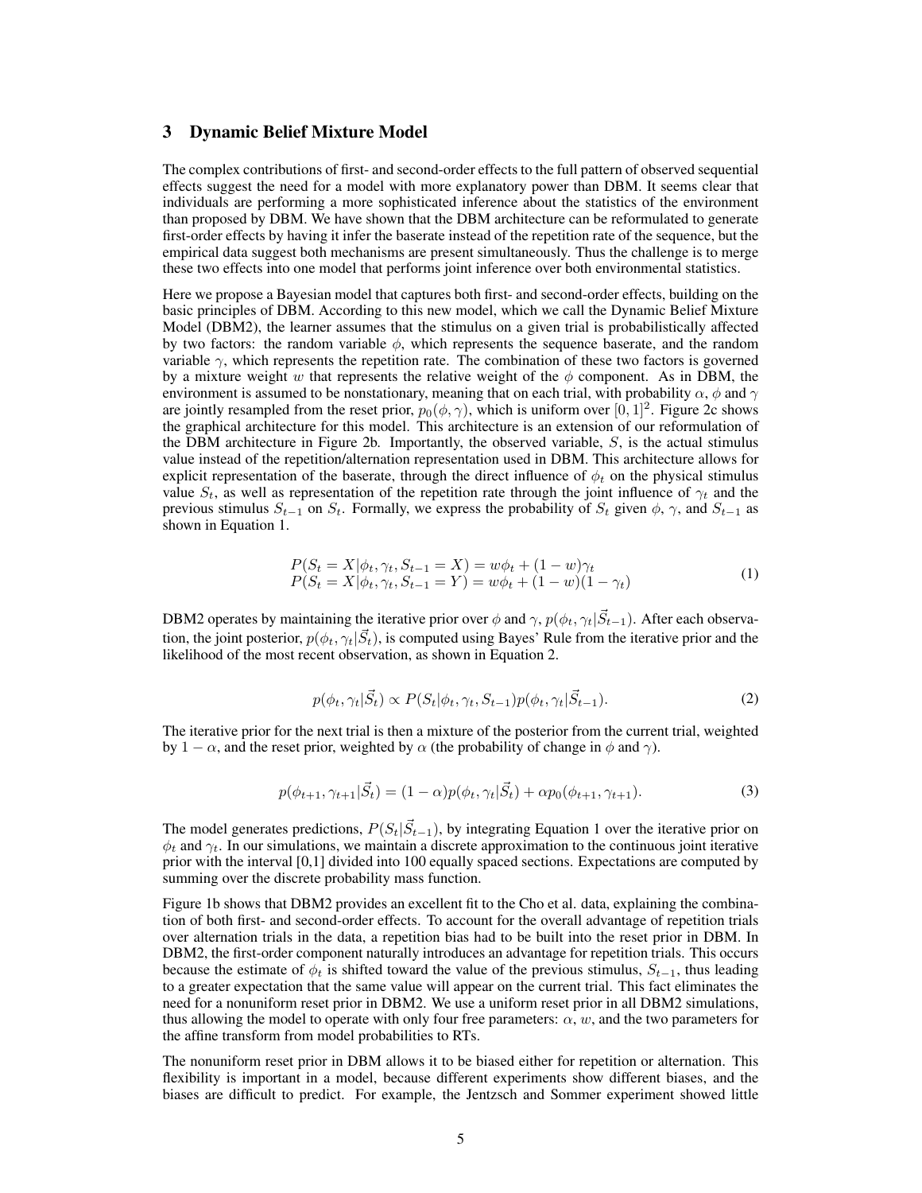## 3 Dynamic Belief Mixture Model

The complex contributions of first- and second-order effects to the full pattern of observed sequential effects suggest the need for a model with more explanatory power than DBM. It seems clear that individuals are performing a more sophisticated inference about the statistics of the environment than proposed by DBM. We have shown that the DBM architecture can be reformulated to generate first-order effects by having it infer the baserate instead of the repetition rate of the sequence, but the empirical data suggest both mechanisms are present simultaneously. Thus the challenge is to merge these two effects into one model that performs joint inference over both environmental statistics.

Here we propose a Bayesian model that captures both first- and second-order effects, building on the basic principles of DBM. According to this new model, which we call the Dynamic Belief Mixture Model (DBM2), the learner assumes that the stimulus on a given trial is probabilistically affected by two factors: the random variable $\phi$, which represents the sequence baserate, and the random variable $\gamma$, which represents the repetition rate. The combination of these two factors is governed by a mixture weight $w$ that represents the relative weight of the $\phi$ component. As in DBM, the environment is assumed to be nonstationary, meaning that on each trial, with probability $\alpha$, $\phi$ and $\gamma$ are jointly resampled from the reset prior, $p_0(\phi, \gamma)$, which is uniform over $[0, 1]^2$. Figure 2c shows the graphical architecture for this model. This architecture is an extension of our reformulation of the DBM architecture in Figure 2b. Importantly, the observed variable, $S$, is the actual stimulus value instead of the repetition/alternation representation used in DBM. This architecture allows for explicit representation of the baserate, through the direct influence of $\phi_t$ on the physical stimulus value $S_t$, as well as representation of the repetition rate through the joint influence of $\gamma_t$ and the previous stimulus $S_{t-1}$ on $S_t$. Formally, we express the probability of $S_t$ given $\phi$, $\gamma$, and $S_{t-1}$ as shown in Equation 1.

$$
\begin{aligned}
P(S_t = X|\phi_t, \gamma_t, S_{t-1} = X) &= w\phi_t + (1 - w)\gamma_t \\
P(S_t = X|\phi_t, \gamma_t, S_{t-1} = Y) &= w\phi_t + (1 - w)(1 - \gamma_t)
\end{aligned}
\tag{1}
$$

DBM2 operates by maintaining the iterative prior over $\phi$ and $\gamma$, $p(\phi_t, \gamma_t|\vec{S}_{t-1})$. After each observation, the joint posterior, $p(\phi_t, \gamma_t|\vec{S}_t)$, is computed using Bayes' Rule from the iterative prior and the likelihood of the most recent observation, as shown in Equation 2.

$$
p(\phi_t, \gamma_t|\vec{S}_t) \propto P(S_t|\phi_t, \gamma_t, S_{t-1})p(\phi_t, \gamma_t|\vec{S}_{t-1}). \tag{2}
$$

The iterative prior for the next trial is then a mixture of the posterior from the current trial, weighted by $1 - \alpha$, and the reset prior, weighted by $\alpha$ (the probability of change in $\phi$ and $\gamma$).

$$
p(\phi_{t+1}, \gamma_{t+1}|\vec{S}_t) = (1 - \alpha)p(\phi_t, \gamma_t|\vec{S}_t) + \alpha p_0(\phi_{t+1}, \gamma_{t+1}). \tag{3}
$$

The model generates predictions, $P(S_t|\vec{S}_{t-1})$, by integrating Equation 1 over the iterative prior on $\phi_t$ and $\gamma_t$. In our simulations, we maintain a discrete approximation to the continuous joint iterative prior with the interval [0,1] divided into 100 equally spaced sections. Expectations are computed by summing over the discrete probability mass function.

Figure 1b shows that DBM2 provides an excellent fit to the Cho et al. data, explaining the combination of both first- and second-order effects. To account for the overall advantage of repetition trials over alternation trials in the data, a repetition bias had to be built into the reset prior in DBM. In DBM2, the first-order component naturally introduces an advantage for repetition trials. This occurs because the estimate of $\phi_t$ is shifted toward the value of the previous stimulus, $S_{t-1}$, thus leading to a greater expectation that the same value will appear on the current trial. This fact eliminates the need for a nonuniform reset prior in DBM2. We use a uniform reset prior in all DBM2 simulations, thus allowing the model to operate with only four free parameters: $\alpha$, $w$, and the two parameters for the affine transform from model probabilities to RTs.

The nonuniform reset prior in DBM allows it to be biased either for repetition or alternation. This flexibility is important in a model, because different experiments show different biases, and the biases are difficult to predict. For example, the Jentzsch and Sommer experiment showed little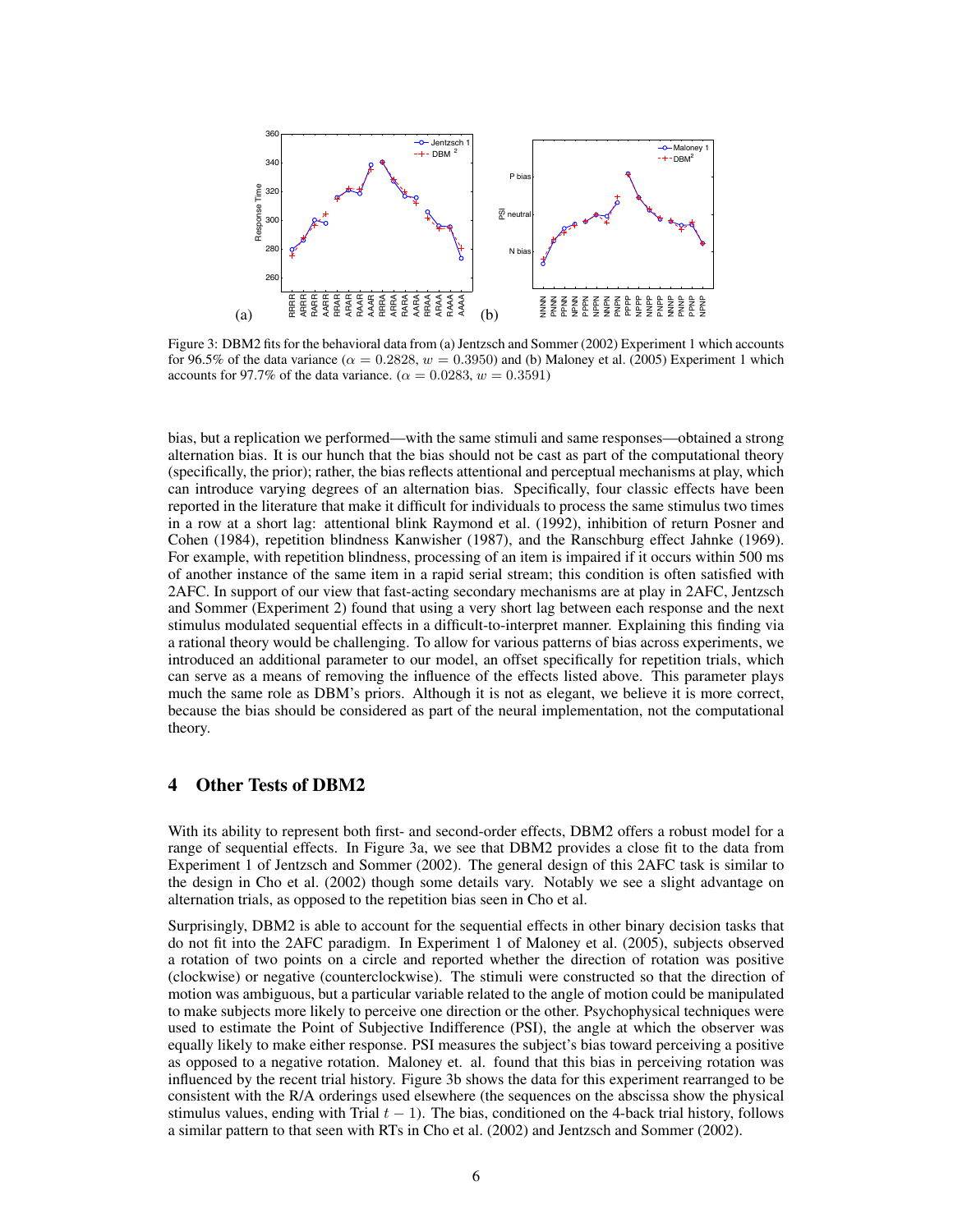Figure 3: DBM2 fits for the behavioral data from (a) Jentzsch and Sommer (2002) Experiment 1 which accounts for 96.5% of the data variance ($\alpha = 0.2828$, $w = 0.3950$) and (b) Maloney et al. (2005) Experiment 1 which accounts for 97.7% of the data variance. ($\alpha = 0.0283$, $w = 0.3591$)

bias, but a replication we performed—with the same stimuli and same responses—obtained a strong alternation bias. It is our hunch that the bias should not be cast as part of the computational theory (specifically, the prior); rather, the bias reflects attentional and perceptual mechanisms at play, which can introduce varying degrees of an alternation bias. Specifically, four classic effects have been reported in the literature that make it difficult for individuals to process the same stimulus two times in a row at a short lag: attentional blink Raymond et al. (1992), inhibition of return Posner and Cohen (1984), repetition blindness Kanwisher (1987), and the Ranschburg effect Jahnke (1969). For example, with repetition blindness, processing of an item is impaired if it occurs within 500 ms of another instance of the same item in a rapid serial stream; this condition is often satisfied with 2AFC. In support of our view that fast-acting secondary mechanisms are at play in 2AFC, Jentzsch and Sommer (Experiment 2) found that using a very short lag between each response and the next stimulus modulated sequential effects in a difficult-to-interpret manner. Explaining this finding via a rational theory would be challenging. To allow for various patterns of bias across experiments, we introduced an additional parameter to our model, an offset specifically for repetition trials, which can serve as a means of removing the influence of the effects listed above. This parameter plays much the same role as DBM's priors. Although it is not as elegant, we believe it is more correct, because the bias should be considered as part of the neural implementation, not the computational theory.

## 4 Other Tests of DBM2

With its ability to represent both first- and second-order effects, DBM2 offers a robust model for a range of sequential effects. In Figure 3a, we see that DBM2 provides a close fit to the data from Experiment 1 of Jentzsch and Sommer (2002). The general design of this 2AFC task is similar to the design in Cho et al. (2002) though some details vary. Notably we see a slight advantage on alternation trials, as opposed to the repetition bias seen in Cho et al.

Surprisingly, DBM2 is able to account for the sequential effects in other binary decision tasks that do not fit into the 2AFC paradigm. In Experiment 1 of Maloney et al. (2005), subjects observed a rotation of two points on a circle and reported whether the direction of rotation was positive (clockwise) or negative (counterclockwise). The stimuli were constructed so that the direction of motion was ambiguous, but a particular variable related to the angle of motion could be manipulated to make subjects more likely to perceive one direction or the other. Psychophysical techniques were used to estimate the Point of Subjective Indifference (PSI), the angle at which the observer was equally likely to make either response. PSI measures the subject's bias toward perceiving a positive as opposed to a negative rotation. Maloney et. al. found that this bias in perceiving rotation was influenced by the recent trial history. Figure 3b shows the data for this experiment rearranged to be consistent with the R/A orderings used elsewhere (the sequences on the abscissa show the physical stimulus values, ending with Trial $t-1$). The bias, conditioned on the 4-back trial history, follows a similar pattern to that seen with RTs in Cho et al. (2002) and Jentzsch and Sommer (2002).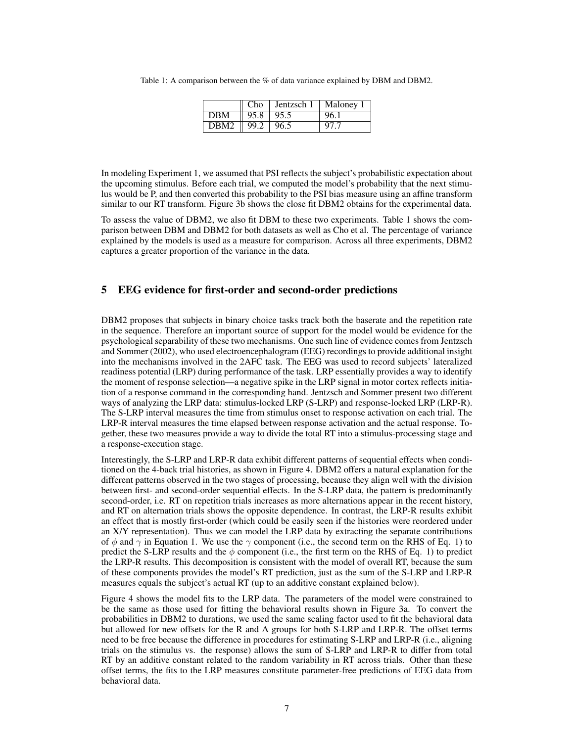Table 1: A comparison between the % of data variance explained by DBM and DBM2.

| | Cho | Jentzsch 1 | Maloney 1 |
|---|---|---|---|
| DBM | 95.8 | 95.5 | 96.1 |
| DBM2 | 99.2 | 96.5 | 97.7 |

In modeling Experiment 1, we assumed that PSI reflects the subject's probabilistic expectation about the upcoming stimulus. Before each trial, we computed the model's probability that the next stimulus would be P, and then converted this probability to the PSI bias measure using an affine transform similar to our RT transform. Figure 3b shows the close fit DBM2 obtains for the experimental data.

To assess the value of DBM2, we also fit DBM to these two experiments. Table 1 shows the comparison between DBM and DBM2 for both datasets as well as Cho et al. The percentage of variance explained by the models is used as a measure for comparison. Across all three experiments, DBM2 captures a greater proportion of the variance in the data.

## 5 EEG evidence for first-order and second-order predictions

DBM2 proposes that subjects in binary choice tasks track both the baserate and the repetition rate in the sequence. Therefore an important source of support for the model would be evidence for the psychological separability of these two mechanisms. One such line of evidence comes from Jentzsch and Sommer (2002), who used electroencephalogram (EEG) recordings to provide additional insight into the mechanisms involved in the 2AFC task. The EEG was used to record subjects' lateralized readiness potential (LRP) during performance of the task. LRP essentially provides a way to identify the moment of response selection—a negative spike in the LRP signal in motor cortex reflects initiation of a response command in the corresponding hand. Jentzsch and Sommer present two different ways of analyzing the LRP data: stimulus-locked LRP (S-LRP) and response-locked LRP (LRP-R). The S-LRP interval measures the time from stimulus onset to response activation on each trial. The LRP-R interval measures the time elapsed between response activation and the actual response. Together, these two measures provide a way to divide the total RT into a stimulus-processing stage and a response-execution stage.

Interestingly, the S-LRP and LRP-R data exhibit different patterns of sequential effects when conditioned on the 4-back trial histories, as shown in Figure 4. DBM2 offers a natural explanation for the different patterns observed in the two stages of processing, because they align well with the division between first- and second-order sequential effects. In the S-LRP data, the pattern is predominantly second-order, i.e. RT on repetition trials increases as more alternations appear in the recent history, and RT on alternation trials shows the opposite dependence. In contrast, the LRP-R results exhibit an effect that is mostly first-order (which could be easily seen if the histories were reordered under an X/Y representation). Thus we can model the LRP data by extracting the separate contributions of $\phi$ and $\gamma$ in Equation 1. We use the $\gamma$ component (i.e., the second term on the RHS of Eq. 1) to predict the S-LRP results and the $\phi$ component (i.e., the first term on the RHS of Eq. 1) to predict the LRP-R results. This decomposition is consistent with the model of overall RT, because the sum of these components provides the model's RT prediction, just as the sum of the S-LRP and LRP-R measures equals the subject's actual RT (up to an additive constant explained below).

Figure 4 shows the model fits to the LRP data. The parameters of the model were constrained to be the same as those used for fitting the behavioral results shown in Figure 3a. To convert the probabilities in DBM2 to durations, we used the same scaling factor used to fit the behavioral data but allowed for new offsets for the R and A groups for both S-LRP and LRP-R. The offset terms need to be free because the difference in procedures for estimating S-LRP and LRP-R (i.e., aligning trials on the stimulus vs. the response) allows the sum of S-LRP and LRP-R to differ from total RT by an additive constant related to the random variability in RT across trials. Other than these offset terms, the fits to the LRP measures constitute parameter-free predictions of EEG data from behavioral data.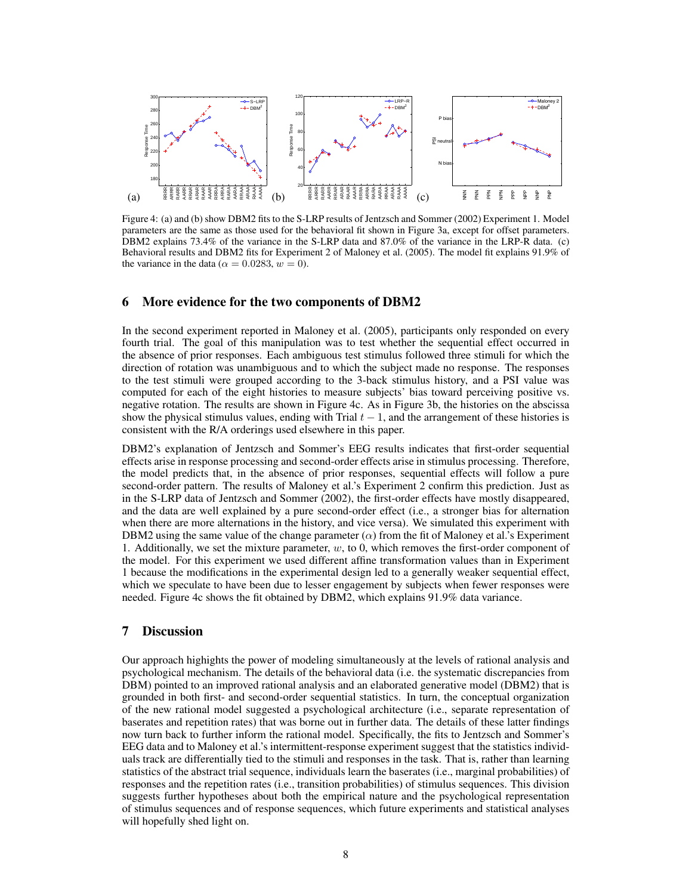Figure 4: (a) and (b) show DBM2 fits to the S-LRP results of Jentzsch and Sommer (2002) Experiment 1. Model parameters are the same as those used for the behavioral fit shown in Figure 3a, except for offset parameters. DBM2 explains 73.4% of the variance in the S-LRP data and 87.0% of the variance in the LRP-R data. (c) Behavioral results and DBM2 fits for Experiment 2 of Maloney et al. (2005). The model fit explains 91.9% of the variance in the data ($\alpha = 0.0283$, $w = 0$).

## 6 More evidence for the two components of DBM2

In the second experiment reported in Maloney et al. (2005), participants only responded on every fourth trial. The goal of this manipulation was to test whether the sequential effect occurred in the absence of prior responses. Each ambiguous test stimulus followed three stimuli for which the direction of rotation was unambiguous and to which the subject made no response. The responses to the test stimuli were grouped according to the 3-back stimulus history, and a PSI value was computed for each of the eight histories to measure subjects' bias toward perceiving positive vs. negative rotation. The results are shown in Figure 4c. As in Figure 3b, the histories on the abscissa show the physical stimulus values, ending with Trial $t-1$, and the arrangement of these histories is consistent with the R/A orderings used elsewhere in this paper.

DBM2's explanation of Jentzsch and Sommer's EEG results indicates that first-order sequential effects arise in response processing and second-order effects arise in stimulus processing. Therefore, the model predicts that, in the absence of prior responses, sequential effects will follow a pure second-order pattern. The results of Maloney et al.'s Experiment 2 confirm this prediction. Just as in the S-LRP data of Jentzsch and Sommer (2002), the first-order effects have mostly disappeared, and the data are well explained by a pure second-order effect (i.e., a stronger bias for alternation when there are more alternations in the history, and vice versa). We simulated this experiment with DBM2 using the same value of the change parameter ($\alpha$) from the fit of Maloney et al.'s Experiment 1. Additionally, we set the mixture parameter, $w$, to 0, which removes the first-order component of the model. For this experiment we used different affine transformation values than in Experiment 1 because the modifications in the experimental design led to a generally weaker sequential effect, which we speculate to have been due to lesser engagement by subjects when fewer responses were needed. Figure 4c shows the fit obtained by DBM2, which explains 91.9% data variance.

## 7 Discussion

Our approach highlights the power of modeling simultaneously at the levels of rational analysis and psychological mechanism. The details of the behavioral data (i.e. the systematic discrepancies from DBM) pointed to an improved rational analysis and an elaborated generative model (DBM2) that is grounded in both first- and second-order sequential statistics. In turn, the conceptual organization of the new rational model suggested a psychological architecture (i.e., separate representation of baserates and repetition rates) that was borne out in further data. The details of these latter findings now turn back to further inform the rational model. Specifically, the fits to Jentzsch and Sommer's EEG data and to Maloney et al.'s intermittent-response experiment suggest that the statistics individuals track are differentially tied to the stimuli and responses in the task. That is, rather than learning statistics of the abstract trial sequence, individuals learn the baserates (i.e., marginal probabilities) of responses and the repetition rates (i.e., transition probabilities) of stimulus sequences. This division suggests further hypotheses about both the empirical nature and the psychological representation of stimulus sequences and of response sequences, which future experiments and statistical analyses will hopefully shed light on.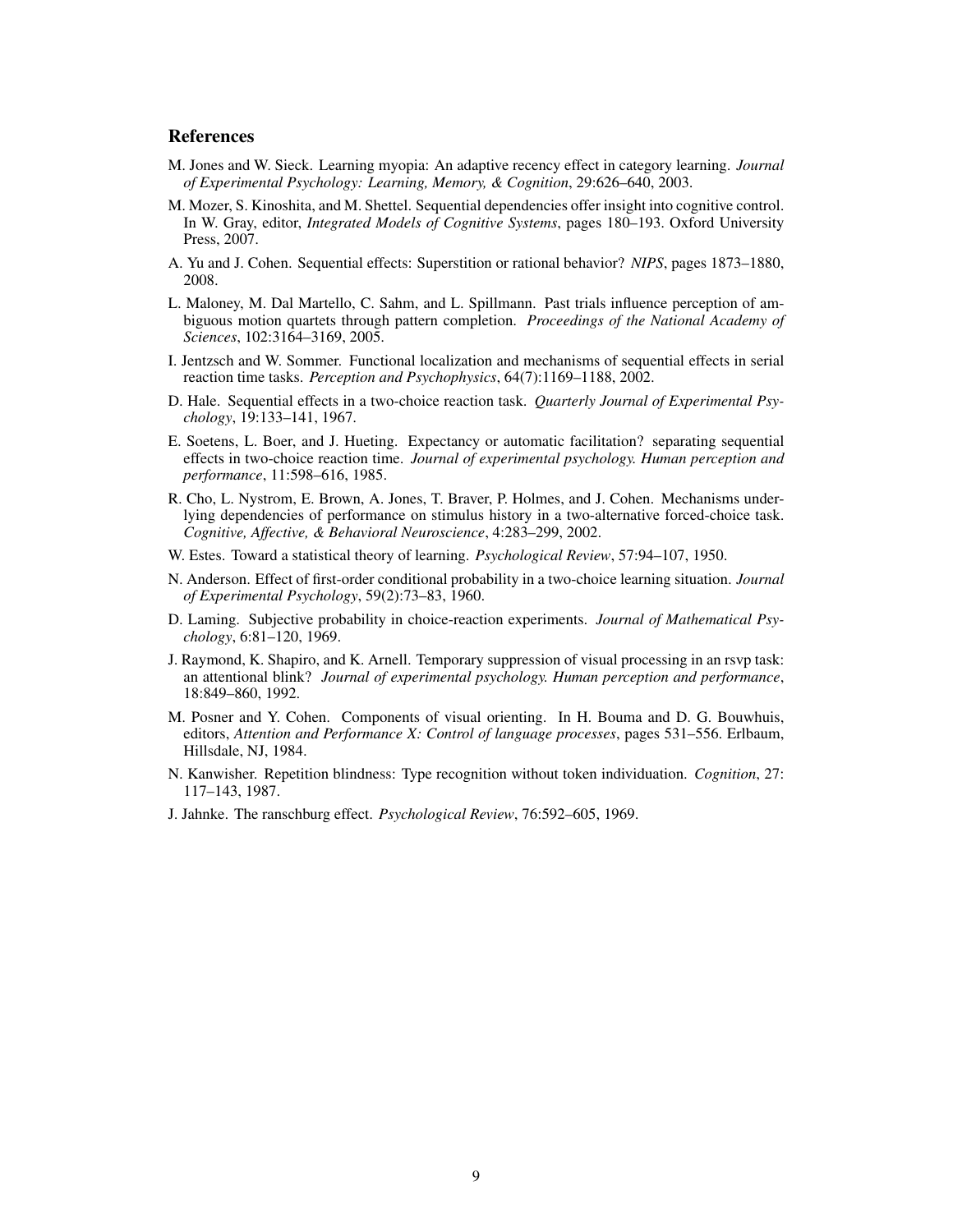## References

M. Jones and W. Sieck. Learning myopia: An adaptive recency effect in category learning. *Journal of Experimental Psychology: Learning, Memory, & Cognition*, 29:626–640, 2003.

M. Mozer, S. Kinoshita, and M. Shettel. Sequential dependencies offer insight into cognitive control. In W. Gray, editor, *Integrated Models of Cognitive Systems*, pages 180–193. Oxford University Press, 2007.

A. Yu and J. Cohen. Sequential effects: Superstition or rational behavior? *NIPS*, pages 1873–1880, 2008.

L. Maloney, M. Dal Martello, C. Sahm, and L. Spillmann. Past trials influence perception of ambiguous motion quartets through pattern completion. *Proceedings of the National Academy of Sciences*, 102:3164–3169, 2005.

I. Jentzsch and W. Sommer. Functional localization and mechanisms of sequential effects in serial reaction time tasks. *Perception and Psychophysics*, 64(7):1169–1188, 2002.

D. Hale. Sequential effects in a two-choice reaction task. *Quarterly Journal of Experimental Psychology*, 19:133–141, 1967.

E. Soetens, L. Boer, and J. Hueting. Expectancy or automatic facilitation? separating sequential effects in two-choice reaction time. *Journal of experimental psychology. Human perception and performance*, 11:598–616, 1985.

R. Cho, L. Nystrom, E. Brown, A. Jones, T. Braver, P. Holmes, and J. Cohen. Mechanisms underlying dependencies of performance on stimulus history in a two-alternative forced-choice task. *Cognitive, Affective, & Behavioral Neuroscience*, 4:283–299, 2002.

W. Estes. Toward a statistical theory of learning. *Psychological Review*, 57:94–107, 1950.

N. Anderson. Effect of first-order conditional probability in a two-choice learning situation. *Journal of Experimental Psychology*, 59(2):73–83, 1960.

D. Laming. Subjective probability in choice-reaction experiments. *Journal of Mathematical Psychology*, 6:81–120, 1969.

J. Raymond, K. Shapiro, and K. Arnell. Temporary suppression of visual processing in an rsvp task: an attentional blink? *Journal of experimental psychology. Human perception and performance*, 18:849–860, 1992.

M. Posner and Y. Cohen. Components of visual orienting. In H. Bouma and D. G. Bouwhuis, editors, *Attention and Performance X: Control of language processes*, pages 531–556. Erlbaum, Hillsdale, NJ, 1984.

N. Kanwisher. Repetition blindness: Type recognition without token individuation. *Cognition*, 27: 117–143, 1987.

J. Jahnke. The ranschburg effect. *Psychological Review*, 76:592–605, 1969.